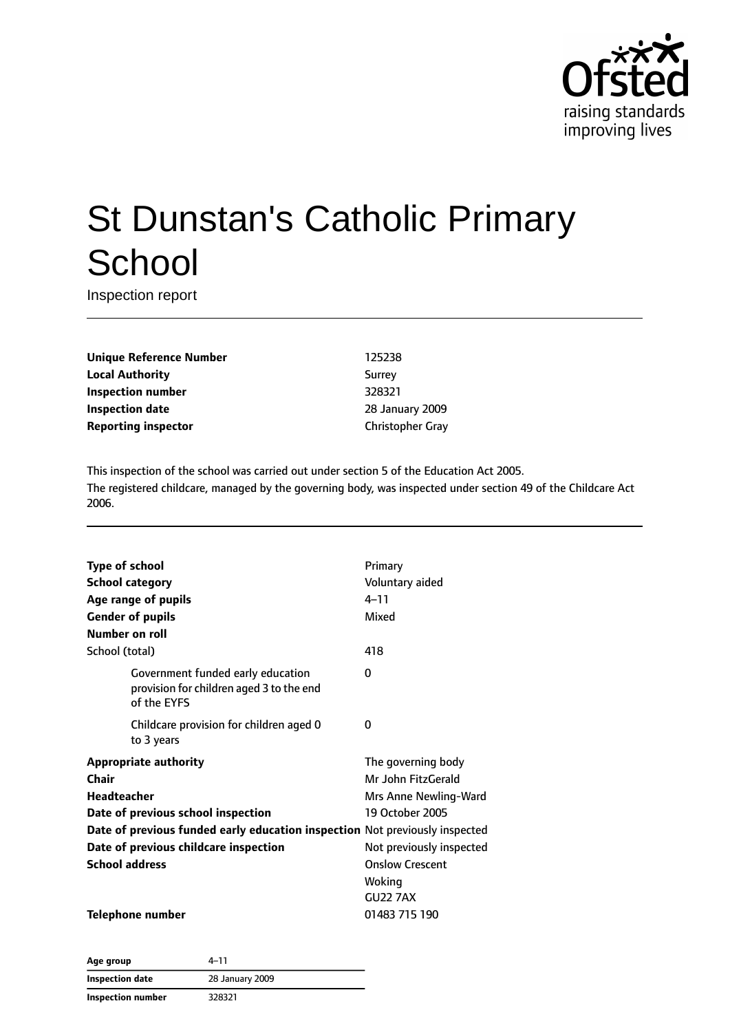Ofsted
raising standards
improving lives

# St Dunstan's Catholic Primary School

Inspection report

| | |
|---|---|
| **Unique Reference Number** | 125238 |
| **Local Authority** | Surrey |
| **Inspection number** | 328321 |
| **Inspection date** | 28 January 2009 |
| **Reporting inspector** | Christopher Gray |

This inspection of the school was carried out under section 5 of the Education Act 2005.
The registered childcare, managed by the governing body, was inspected under section 49 of the Childcare Act 2006.

| | |
|---|---|
| **Type of school** | Primary |
| **School category** | Voluntary aided |
| **Age range of pupils** | 4–11 |
| **Gender of pupils** | Mixed |
| **Number on roll** | |
| School (total) | 418 |
| Government funded early education provision for children aged 3 to the end of the EYFS | 0 |
| Childcare provision for children aged 0 to 3 years | 0 |
| **Appropriate authority** | The governing body |
| **Chair** | Mr John FitzGerald |
| **Headteacher** | Mrs Anne Newling-Ward |
| **Date of previous school inspection** | 19 October 2005 |
| **Date of previous funded early education inspection** | Not previously inspected |
| **Date of previous childcare inspection** | Not previously inspected |
| **School address** | Onslow Crescent<br>Woking<br>GU22 7AX |
| **Telephone number** | 01483 715 190 |

| | |
|---|---|
| **Age group** | 4–11 |
| **Inspection date** | 28 January 2009 |
| **Inspection number** | 328321 |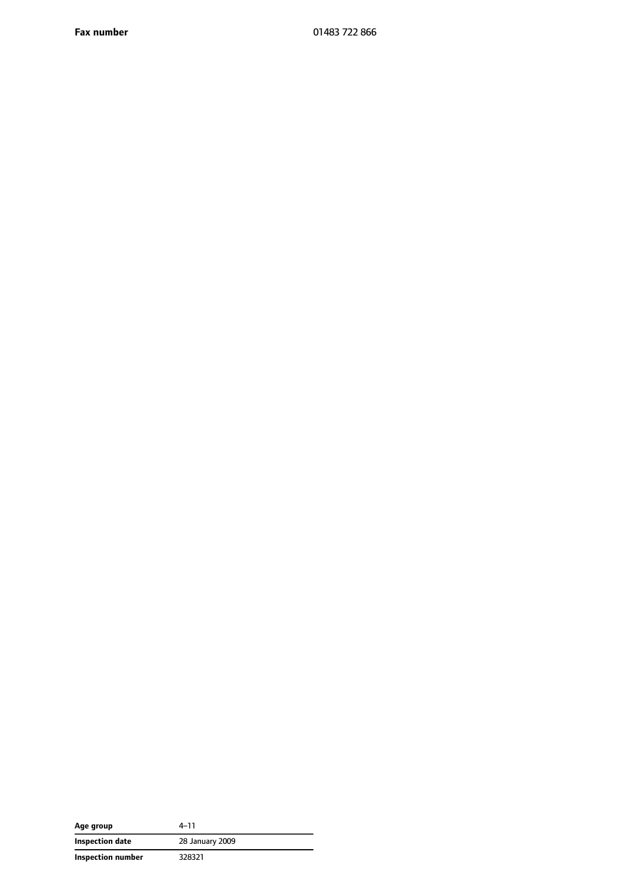| **Fax number** | 01483 722 866 |
|---|---|

| **Age group** | 4–11 |
|---|---|
| **Inspection date** | 28 January 2009 |
| **Inspection number** | 328321 |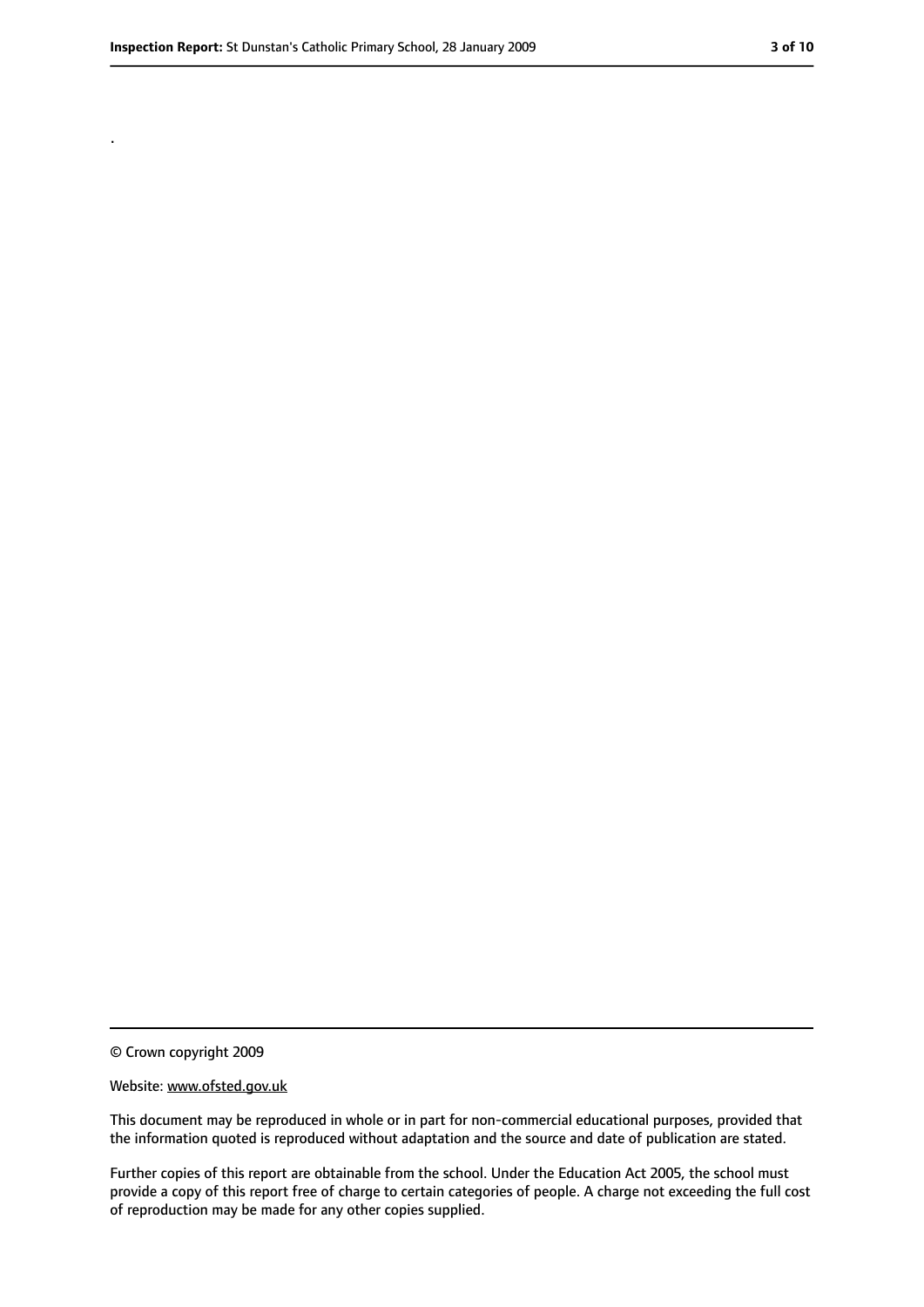.

© Crown copyright 2009

Website: www.ofsted.gov.uk

This document may be reproduced in whole or in part for non-commercial educational purposes, provided that the information quoted is reproduced without adaptation and the source and date of publication are stated.

Further copies of this report are obtainable from the school. Under the Education Act 2005, the school must provide a copy of this report free of charge to certain categories of people. A charge not exceeding the full cost of reproduction may be made for any other copies supplied.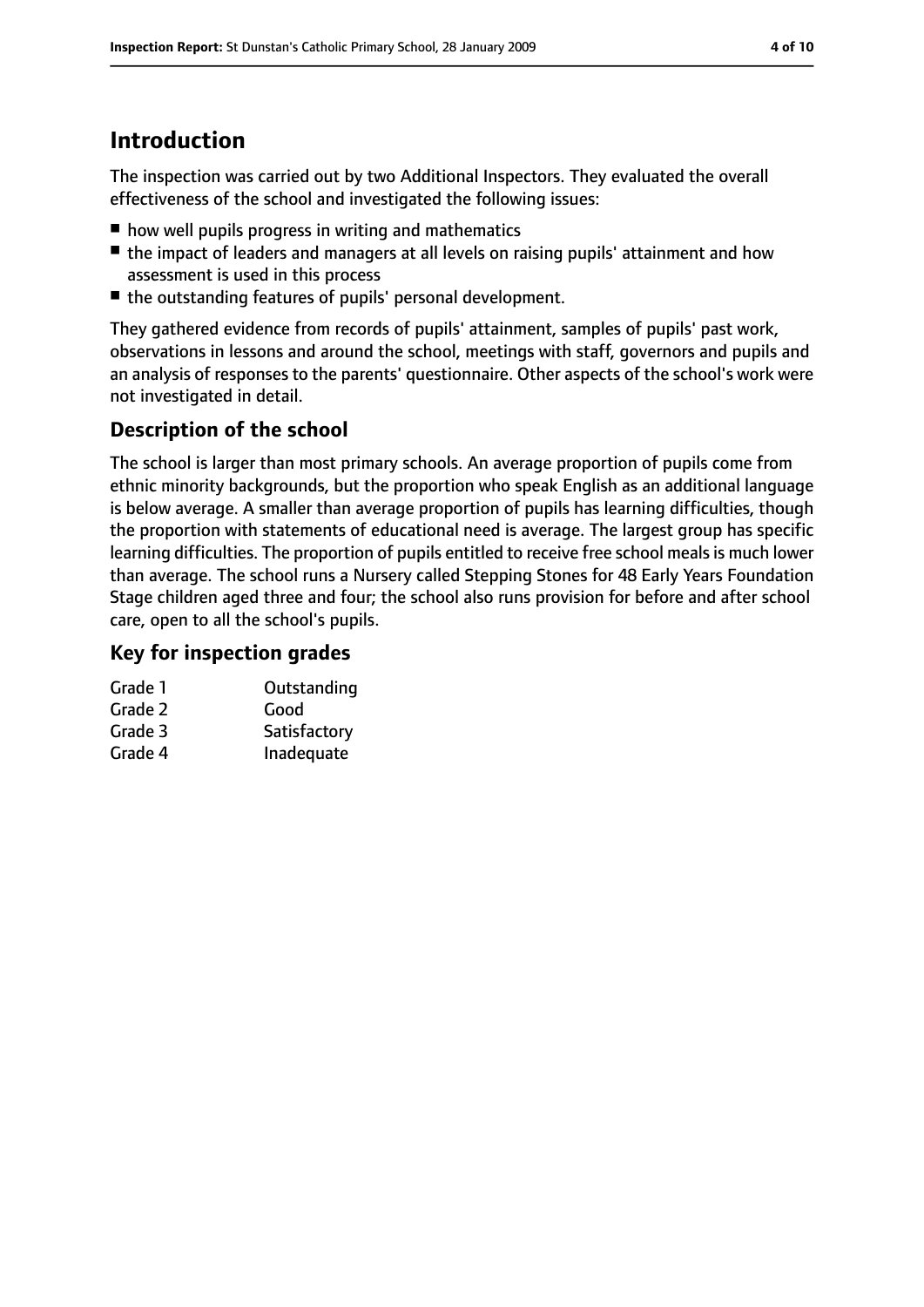# Introduction

The inspection was carried out by two Additional Inspectors. They evaluated the overall effectiveness of the school and investigated the following issues:

- how well pupils progress in writing and mathematics
- the impact of leaders and managers at all levels on raising pupils' attainment and how assessment is used in this process
- the outstanding features of pupils' personal development.

They gathered evidence from records of pupils' attainment, samples of pupils' past work, observations in lessons and around the school, meetings with staff, governors and pupils and an analysis of responses to the parents' questionnaire. Other aspects of the school's work were not investigated in detail.

## Description of the school

The school is larger than most primary schools. An average proportion of pupils come from ethnic minority backgrounds, but the proportion who speak English as an additional language is below average. A smaller than average proportion of pupils has learning difficulties, though the proportion with statements of educational need is average. The largest group has specific learning difficulties. The proportion of pupils entitled to receive free school meals is much lower than average. The school runs a Nursery called Stepping Stones for 48 Early Years Foundation Stage children aged three and four; the school also runs provision for before and after school care, open to all the school's pupils.

## Key for inspection grades

| | |
|---|---|
| Grade 1 | Outstanding |
| Grade 2 | Good |
| Grade 3 | Satisfactory |
| Grade 4 | Inadequate |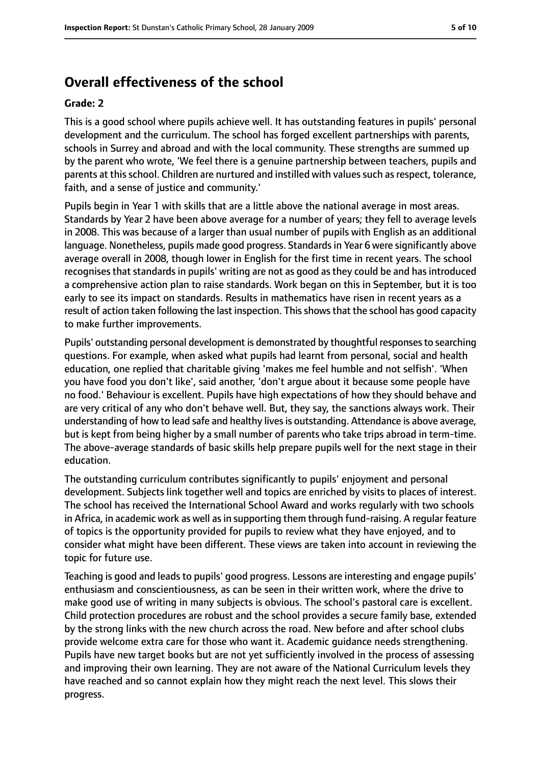# Overall effectiveness of the school

**Grade: 2**

This is a good school where pupils achieve well. It has outstanding features in pupils' personal development and the curriculum. The school has forged excellent partnerships with parents, schools in Surrey and abroad and with the local community. These strengths are summed up by the parent who wrote, 'We feel there is a genuine partnership between teachers, pupils and parents at this school. Children are nurtured and instilled with values such as respect, tolerance, faith, and a sense of justice and community.'

Pupils begin in Year 1 with skills that are a little above the national average in most areas. Standards by Year 2 have been above average for a number of years; they fell to average levels in 2008. This was because of a larger than usual number of pupils with English as an additional language. Nonetheless, pupils made good progress. Standards in Year 6 were significantly above average overall in 2008, though lower in English for the first time in recent years. The school recognises that standards in pupils' writing are not as good as they could be and has introduced a comprehensive action plan to raise standards. Work began on this in September, but it is too early to see its impact on standards. Results in mathematics have risen in recent years as a result of action taken following the last inspection. This shows that the school has good capacity to make further improvements.

Pupils' outstanding personal development is demonstrated by thoughtful responses to searching questions. For example, when asked what pupils had learnt from personal, social and health education, one replied that charitable giving 'makes me feel humble and not selfish'. 'When you have food you don't like', said another, 'don't argue about it because some people have no food.' Behaviour is excellent. Pupils have high expectations of how they should behave and are very critical of any who don't behave well. But, they say, the sanctions always work. Their understanding of how to lead safe and healthy lives is outstanding. Attendance is above average, but is kept from being higher by a small number of parents who take trips abroad in term-time. The above-average standards of basic skills help prepare pupils well for the next stage in their education.

The outstanding curriculum contributes significantly to pupils' enjoyment and personal development. Subjects link together well and topics are enriched by visits to places of interest. The school has received the International School Award and works regularly with two schools in Africa, in academic work as well as in supporting them through fund-raising. A regular feature of topics is the opportunity provided for pupils to review what they have enjoyed, and to consider what might have been different. These views are taken into account in reviewing the topic for future use.

Teaching is good and leads to pupils' good progress. Lessons are interesting and engage pupils' enthusiasm and conscientiousness, as can be seen in their written work, where the drive to make good use of writing in many subjects is obvious. The school's pastoral care is excellent. Child protection procedures are robust and the school provides a secure family base, extended by the strong links with the new church across the road. New before and after school clubs provide welcome extra care for those who want it. Academic guidance needs strengthening. Pupils have new target books but are not yet sufficiently involved in the process of assessing and improving their own learning. They are not aware of the National Curriculum levels they have reached and so cannot explain how they might reach the next level. This slows their progress.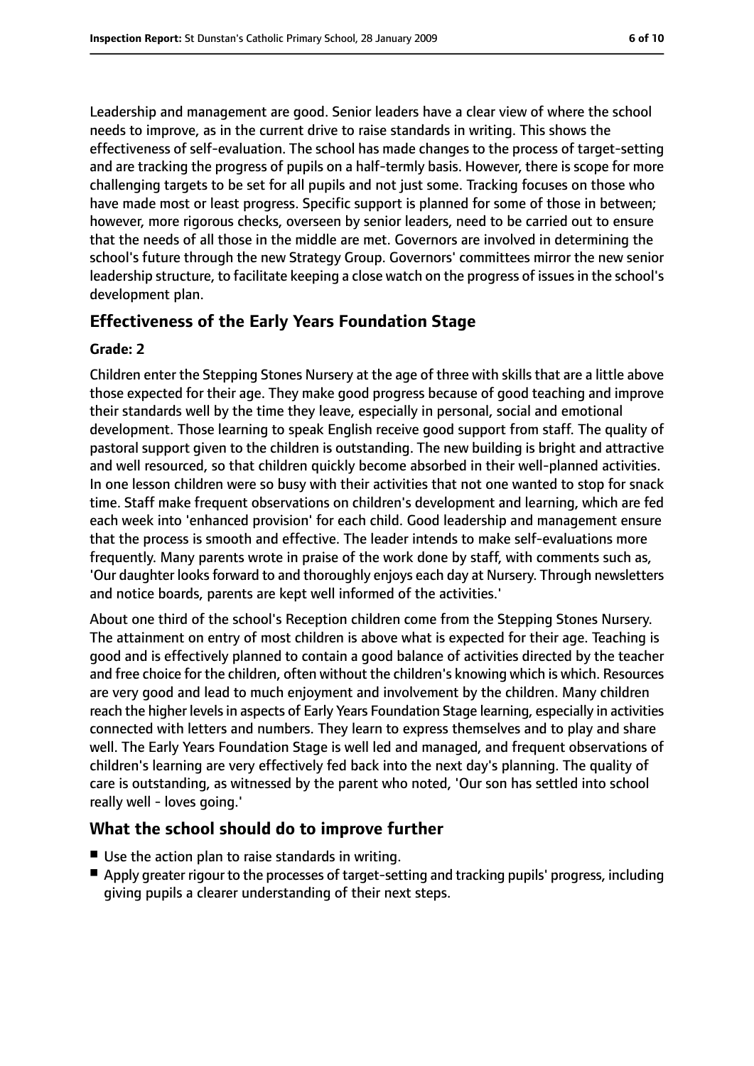Leadership and management are good. Senior leaders have a clear view of where the school needs to improve, as in the current drive to raise standards in writing. This shows the effectiveness of self-evaluation. The school has made changes to the process of target-setting and are tracking the progress of pupils on a half-termly basis. However, there is scope for more challenging targets to be set for all pupils and not just some. Tracking focuses on those who have made most or least progress. Specific support is planned for some of those in between; however, more rigorous checks, overseen by senior leaders, need to be carried out to ensure that the needs of all those in the middle are met. Governors are involved in determining the school's future through the new Strategy Group. Governors' committees mirror the new senior leadership structure, to facilitate keeping a close watch on the progress of issues in the school's development plan.

## Effectiveness of the Early Years Foundation Stage

**Grade: 2**

Children enter the Stepping Stones Nursery at the age of three with skills that are a little above those expected for their age. They make good progress because of good teaching and improve their standards well by the time they leave, especially in personal, social and emotional development. Those learning to speak English receive good support from staff. The quality of pastoral support given to the children is outstanding. The new building is bright and attractive and well resourced, so that children quickly become absorbed in their well-planned activities. In one lesson children were so busy with their activities that not one wanted to stop for snack time. Staff make frequent observations on children's development and learning, which are fed each week into 'enhanced provision' for each child. Good leadership and management ensure that the process is smooth and effective. The leader intends to make self-evaluations more frequently. Many parents wrote in praise of the work done by staff, with comments such as, 'Our daughter looks forward to and thoroughly enjoys each day at Nursery. Through newsletters and notice boards, parents are kept well informed of the activities.'

About one third of the school's Reception children come from the Stepping Stones Nursery. The attainment on entry of most children is above what is expected for their age. Teaching is good and is effectively planned to contain a good balance of activities directed by the teacher and free choice for the children, often without the children's knowing which is which. Resources are very good and lead to much enjoyment and involvement by the children. Many children reach the higher levels in aspects of Early Years Foundation Stage learning, especially in activities connected with letters and numbers. They learn to express themselves and to play and share well. The Early Years Foundation Stage is well led and managed, and frequent observations of children's learning are very effectively fed back into the next day's planning. The quality of care is outstanding, as witnessed by the parent who noted, 'Our son has settled into school really well - loves going.'

## What the school should do to improve further

- Use the action plan to raise standards in writing.
- Apply greater rigour to the processes of target-setting and tracking pupils' progress, including giving pupils a clearer understanding of their next steps.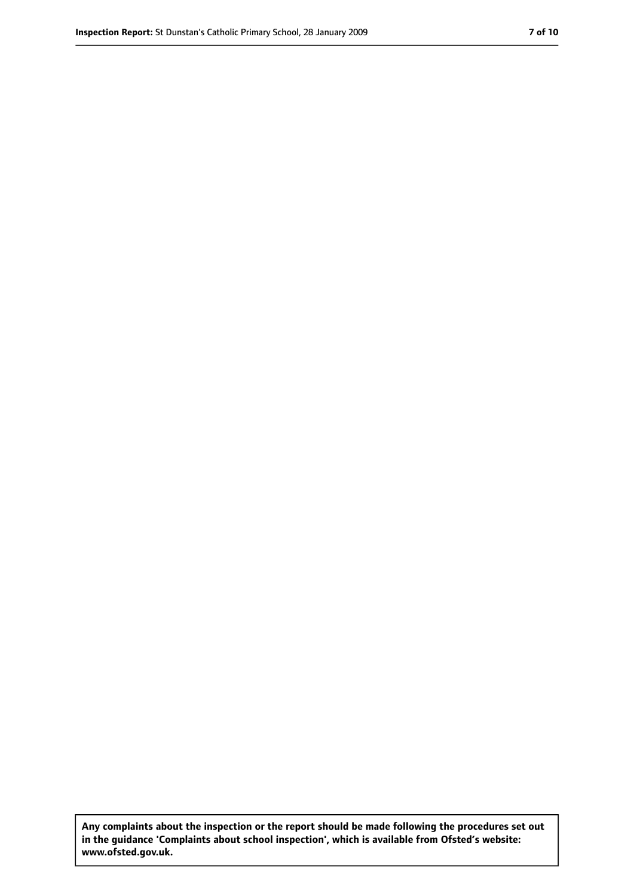**Any complaints about the inspection or the report should be made following the procedures set out in the guidance 'Complaints about school inspection', which is available from Ofsted's website: www.ofsted.gov.uk.**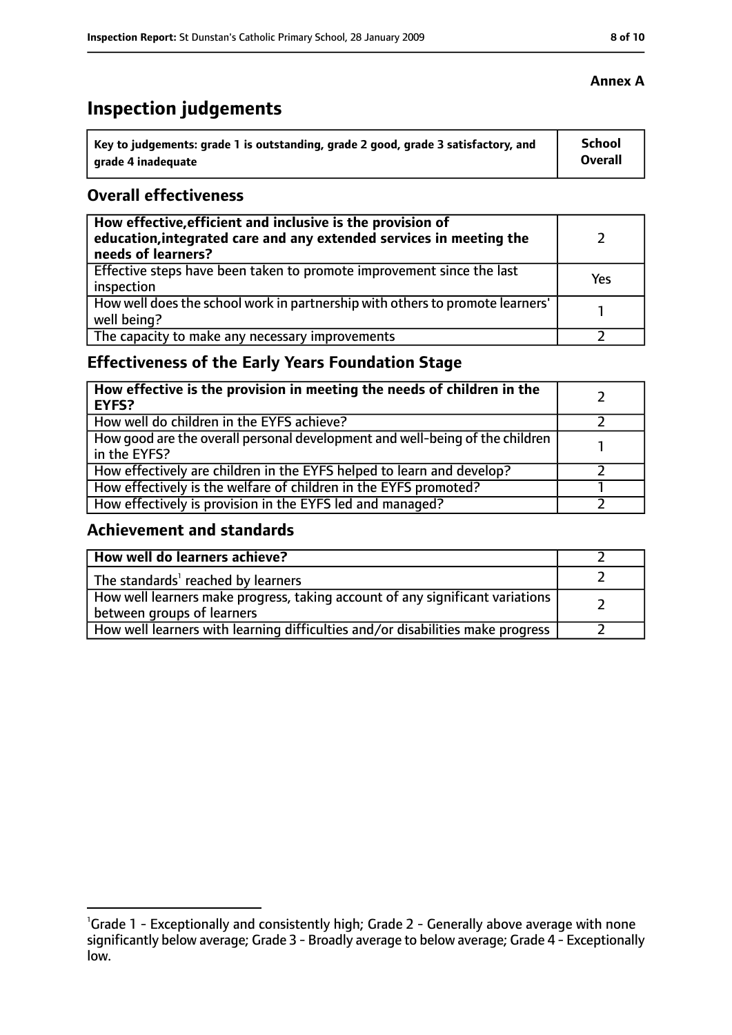**Annex A**

# Inspection judgements

| Key to judgements: grade 1 is outstanding, grade 2 good, grade 3 satisfactory, and grade 4 inadequate | School Overall |
|---|---|

## Overall effectiveness

| | |
|---|---|
| **How effective, efficient and inclusive is the provision of education, integrated care and any extended services in meeting the needs of learners?** | 2 |
| Effective steps have been taken to promote improvement since the last inspection | Yes |
| How well does the school work in partnership with others to promote learners' well being? | 1 |
| The capacity to make any necessary improvements | 2 |

## Effectiveness of the Early Years Foundation Stage

| | |
|---|---|
| **How effective is the provision in meeting the needs of children in the EYFS?** | 2 |
| How well do children in the EYFS achieve? | 2 |
| How good are the overall personal development and well-being of the children in the EYFS? | 1 |
| How effectively are children in the EYFS helped to learn and develop? | 2 |
| How effectively is the welfare of children in the EYFS promoted? | 1 |
| How effectively is provision in the EYFS led and managed? | 2 |

## Achievement and standards

| | |
|---|---|
| **How well do learners achieve?** | 2 |
| The standards[1] reached by learners | 2 |
| How well learners make progress, taking account of any significant variations between groups of learners | 2 |
| How well learners with learning difficulties and/or disabilities make progress | 2 |

[1] Grade 1 - Exceptionally and consistently high; Grade 2 - Generally above average with none significantly below average; Grade 3 - Broadly average to below average; Grade 4 - Exceptionally low.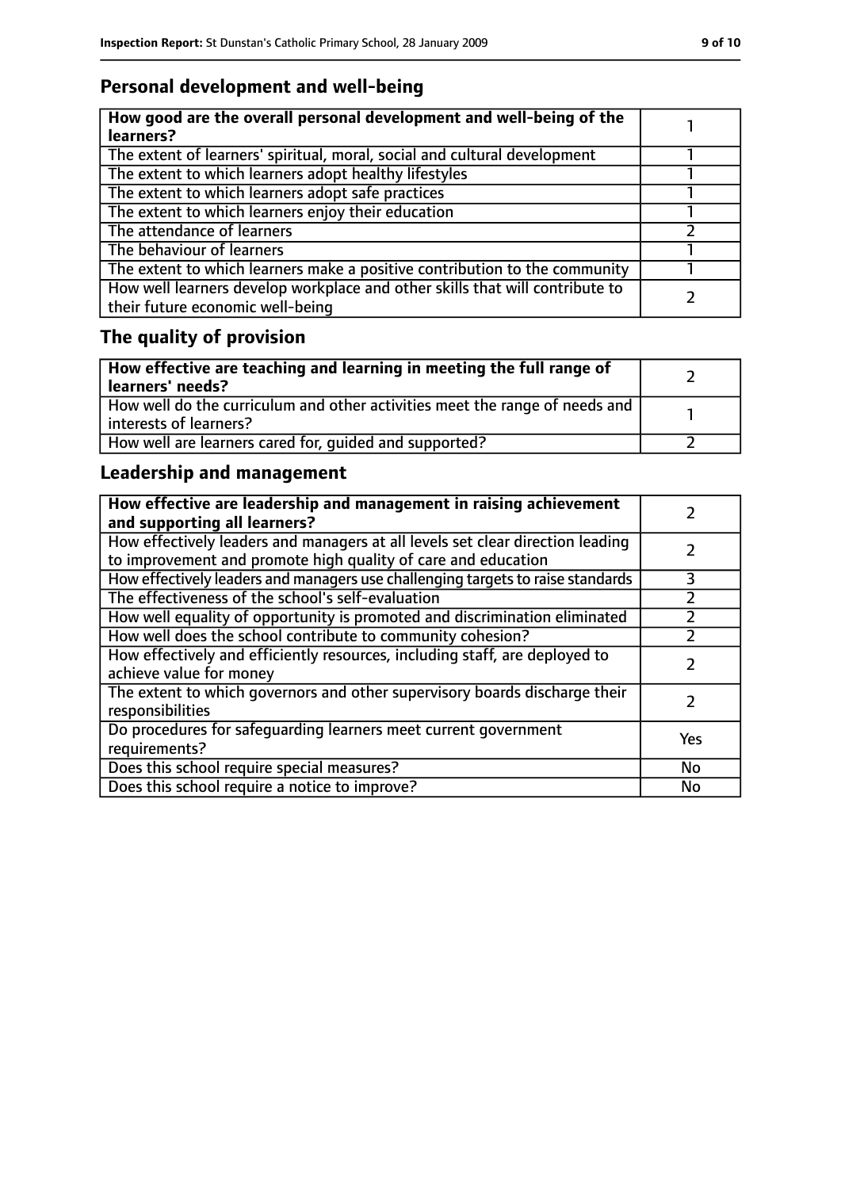## Personal development and well-being

| How good are the overall personal development and well-being of the learners? | 1 |
|---|---|
| The extent of learners' spiritual, moral, social and cultural development | 1 |
| The extent to which learners adopt healthy lifestyles | 1 |
| The extent to which learners adopt safe practices | 1 |
| The extent to which learners enjoy their education | 1 |
| The attendance of learners | 2 |
| The behaviour of learners | 1 |
| The extent to which learners make a positive contribution to the community | 1 |
| How well learners develop workplace and other skills that will contribute to their future economic well-being | 2 |

## The quality of provision

| How effective are teaching and learning in meeting the full range of learners' needs? | 2 |
|---|---|
| How well do the curriculum and other activities meet the range of needs and interests of learners? | 1 |
| How well are learners cared for, guided and supported? | 2 |

## Leadership and management

| How effective are leadership and management in raising achievement and supporting all learners? | 2 |
|---|---|
| How effectively leaders and managers at all levels set clear direction leading to improvement and promote high quality of care and education | 2 |
| How effectively leaders and managers use challenging targets to raise standards | 3 |
| The effectiveness of the school's self-evaluation | 2 |
| How well equality of opportunity is promoted and discrimination eliminated | 2 |
| How well does the school contribute to community cohesion? | 2 |
| How effectively and efficiently resources, including staff, are deployed to achieve value for money | 2 |
| The extent to which governors and other supervisory boards discharge their responsibilities | 2 |
| Do procedures for safeguarding learners meet current government requirements? | Yes |
| Does this school require special measures? | No |
| Does this school require a notice to improve? | No |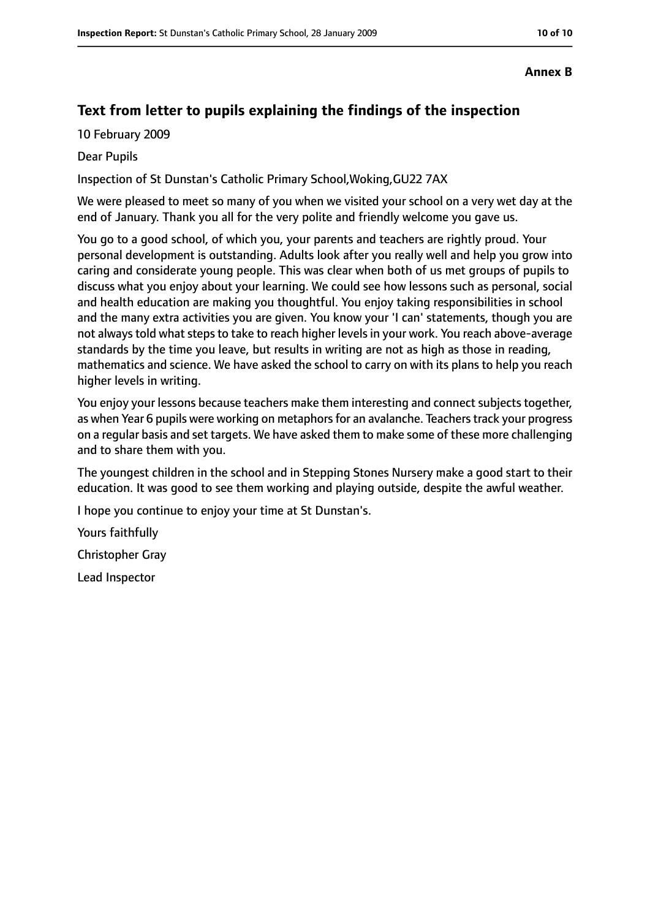**Annex B**

## Text from letter to pupils explaining the findings of the inspection

10 February 2009

Dear Pupils

Inspection of St Dunstan's Catholic Primary School,Woking,GU22 7AX

We were pleased to meet so many of you when we visited your school on a very wet day at the end of January. Thank you all for the very polite and friendly welcome you gave us.

You go to a good school, of which you, your parents and teachers are rightly proud. Your personal development is outstanding. Adults look after you really well and help you grow into caring and considerate young people. This was clear when both of us met groups of pupils to discuss what you enjoy about your learning. We could see how lessons such as personal, social and health education are making you thoughtful. You enjoy taking responsibilities in school and the many extra activities you are given. You know your 'I can' statements, though you are not always told what steps to take to reach higher levels in your work. You reach above-average standards by the time you leave, but results in writing are not as high as those in reading, mathematics and science. We have asked the school to carry on with its plans to help you reach higher levels in writing.

You enjoy your lessons because teachers make them interesting and connect subjects together, as when Year 6 pupils were working on metaphors for an avalanche. Teachers track your progress on a regular basis and set targets. We have asked them to make some of these more challenging and to share them with you.

The youngest children in the school and in Stepping Stones Nursery make a good start to their education. It was good to see them working and playing outside, despite the awful weather.

I hope you continue to enjoy your time at St Dunstan's.

Yours faithfully

Christopher Gray

Lead Inspector